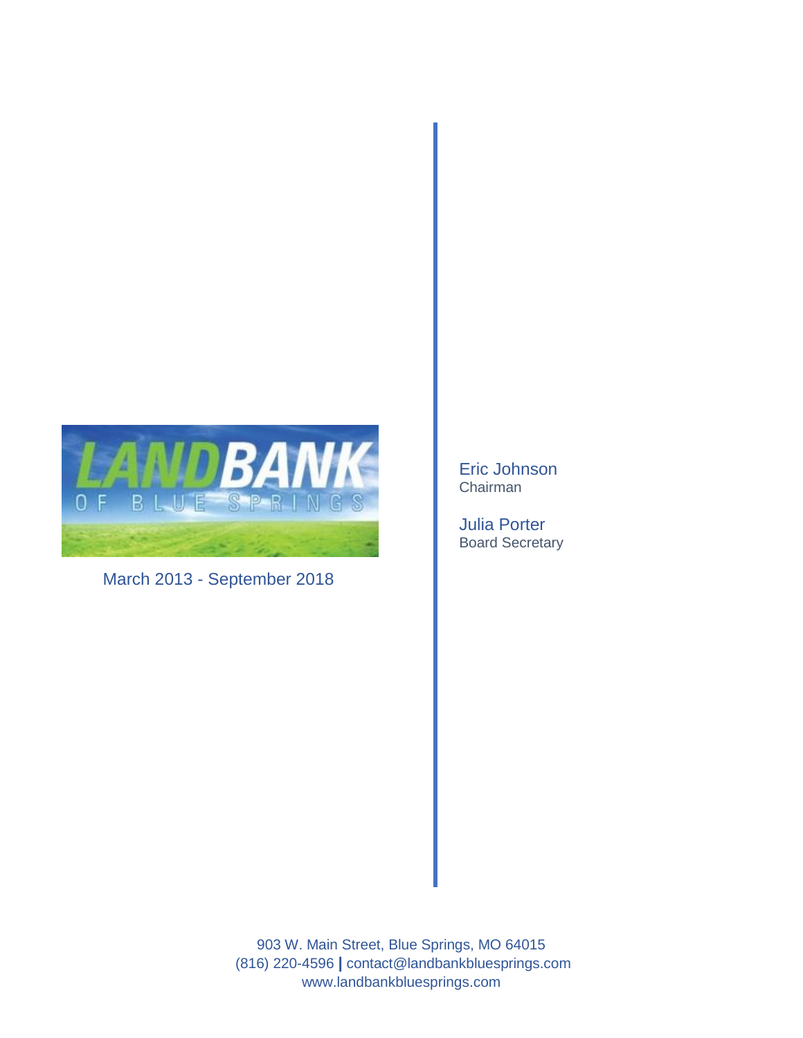# LANDBANK OF BLUE SPRINGS

March 2013 - September 2018

Eric Johnson
Chairman

Julia Porter
Board Secretary

903 W. Main Street, Blue Springs, MO 64015
(816) 220-4596 | contact@landbankbluesprings.com
www.landbankbluesprings.com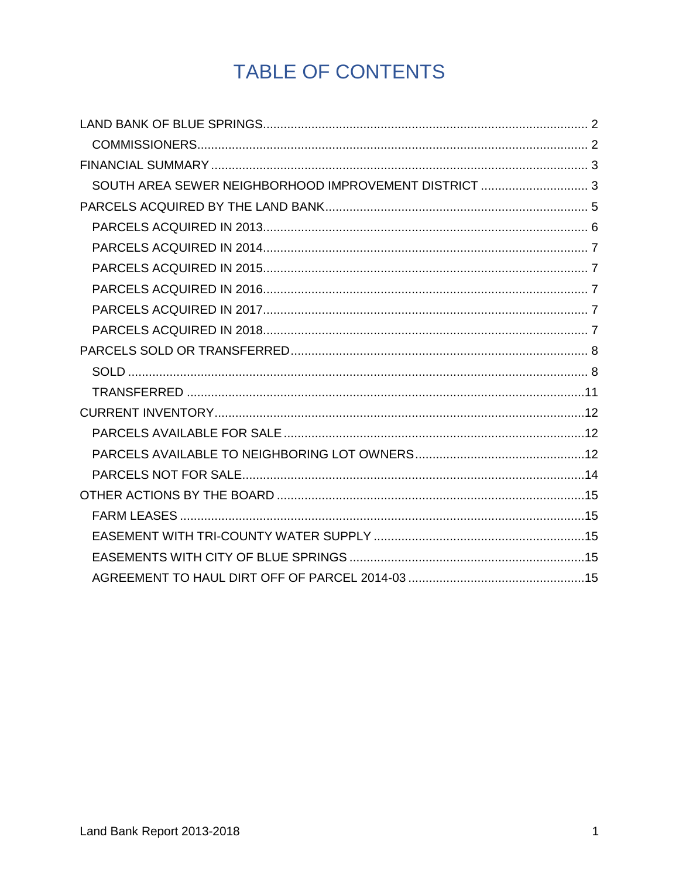# TABLE OF CONTENTS

LAND BANK OF BLUE SPRINGS ..... 2
- COMMISSIONERS ..... 2

FINANCIAL SUMMARY ..... 3
- SOUTH AREA SEWER NEIGHBORHOOD IMPROVEMENT DISTRICT ..... 3

PARCELS ACQUIRED BY THE LAND BANK ..... 5
- PARCELS ACQUIRED IN 2013 ..... 6
- PARCELS ACQUIRED IN 2014 ..... 7
- PARCELS ACQUIRED IN 2015 ..... 7
- PARCELS ACQUIRED IN 2016 ..... 7
- PARCELS ACQUIRED IN 2017 ..... 7
- PARCELS ACQUIRED IN 2018 ..... 7

PARCELS SOLD OR TRANSFERRED ..... 8
- SOLD ..... 8
- TRANSFERRED ..... 11

CURRENT INVENTORY ..... 12
- PARCELS AVAILABLE FOR SALE ..... 12
- PARCELS AVAILABLE TO NEIGHBORING LOT OWNERS ..... 12
- PARCELS NOT FOR SALE ..... 14

OTHER ACTIONS BY THE BOARD ..... 15
- FARM LEASES ..... 15
- EASEMENT WITH TRI-COUNTY WATER SUPPLY ..... 15
- EASEMENTS WITH CITY OF BLUE SPRINGS ..... 15
- AGREEMENT TO HAUL DIRT OFF OF PARCEL 2014-03 ..... 15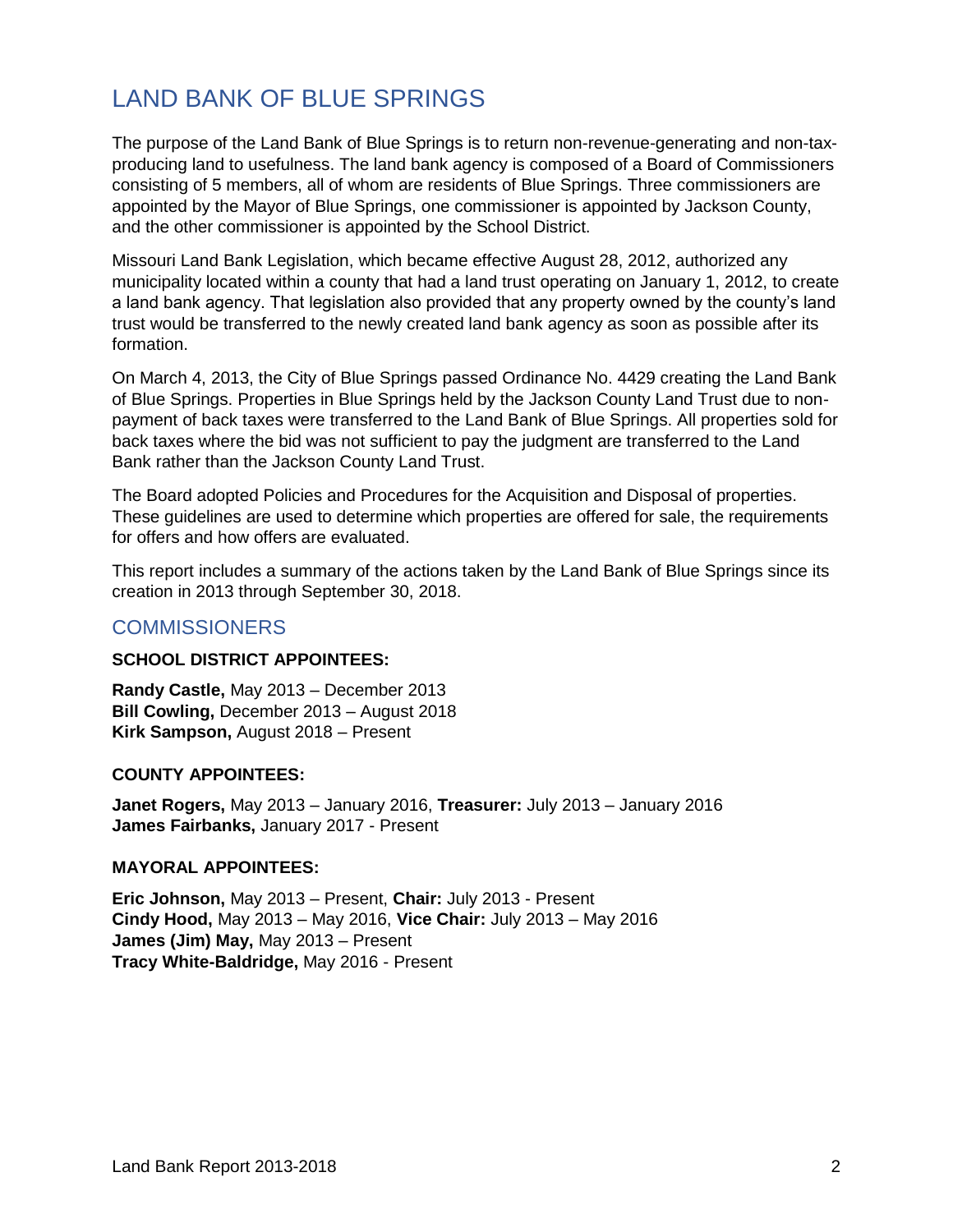# LAND BANK OF BLUE SPRINGS

The purpose of the Land Bank of Blue Springs is to return non-revenue-generating and non-tax-producing land to usefulness. The land bank agency is composed of a Board of Commissioners consisting of 5 members, all of whom are residents of Blue Springs. Three commissioners are appointed by the Mayor of Blue Springs, one commissioner is appointed by Jackson County, and the other commissioner is appointed by the School District.

Missouri Land Bank Legislation, which became effective August 28, 2012, authorized any municipality located within a county that had a land trust operating on January 1, 2012, to create a land bank agency. That legislation also provided that any property owned by the county's land trust would be transferred to the newly created land bank agency as soon as possible after its formation.

On March 4, 2013, the City of Blue Springs passed Ordinance No. 4429 creating the Land Bank of Blue Springs. Properties in Blue Springs held by the Jackson County Land Trust due to non-payment of back taxes were transferred to the Land Bank of Blue Springs. All properties sold for back taxes where the bid was not sufficient to pay the judgment are transferred to the Land Bank rather than the Jackson County Land Trust.

The Board adopted Policies and Procedures for the Acquisition and Disposal of properties. These guidelines are used to determine which properties are offered for sale, the requirements for offers and how offers are evaluated.

This report includes a summary of the actions taken by the Land Bank of Blue Springs since its creation in 2013 through September 30, 2018.

## COMMISSIONERS

**SCHOOL DISTRICT APPOINTEES:**

**Randy Castle,** May 2013 – December 2013
**Bill Cowling,** December 2013 – August 2018
**Kirk Sampson,** August 2018 – Present

**COUNTY APPOINTEES:**

**Janet Rogers,** May 2013 – January 2016, **Treasurer:** July 2013 – January 2016
**James Fairbanks,** January 2017 - Present

**MAYORAL APPOINTEES:**

**Eric Johnson,** May 2013 – Present, **Chair:** July 2013 - Present
**Cindy Hood,** May 2013 – May 2016, **Vice Chair:** July 2013 – May 2016
**James (Jim) May,** May 2013 – Present
**Tracy White-Baldridge,** May 2016 - Present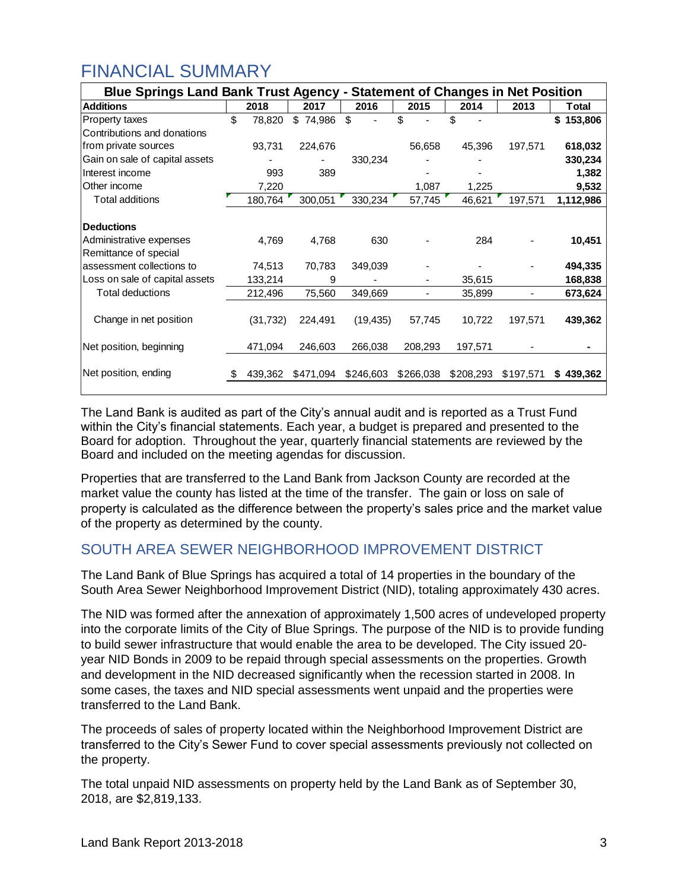# FINANCIAL SUMMARY

| Blue Springs Land Bank Trust Agency - Statement of Changes in Net Position | | | | | | | |
|---|---|---|---|---|---|---|---|
| **Additions** | **2018** | **2017** | **2016** | **2015** | **2014** | **2013** | **Total** |
| Property taxes | $ 78,820 | $ 74,986 | $ - | $ - | $ - | | **$ 153,806** |
| Contributions and donations from private sources | 93,731 | 224,676 | | 56,658 | 45,396 | 197,571 | **618,032** |
| Gain on sale of capital assets | - | - | 330,234 | - | - | | **330,234** |
| Interest income | 993 | 389 | | - | - | | **1,382** |
| Other income | 7,220 | | | 1,087 | 1,225 | | **9,532** |
| Total additions | 180,764 | 300,051 | 330,234 | 57,745 | 46,621 | 197,571 | **1,112,986** |
| | | | | | | | |
| **Deductions** | | | | | | | |
| Administrative expenses | 4,769 | 4,768 | 630 | - | 284 | - | **10,451** |
| Remittance of special assessment collections to | 74,513 | 70,783 | 349,039 | - | - | - | **494,335** |
| Loss on sale of capital assets | 133,214 | 9 | - | - | 35,615 | | **168,838** |
| Total deductions | 212,496 | 75,560 | 349,669 | - | 35,899 | - | **673,624** |
| | | | | | | | |
| Change in net position | (31,732) | 224,491 | (19,435) | 57,745 | 10,722 | 197,571 | **439,362** |
| | | | | | | | |
| Net position, beginning | 471,094 | 246,603 | 266,038 | 208,293 | 197,571 | - | **-** |
| | | | | | | | |
| Net position, ending | $ 439,362 | $471,094 | $246,603 | $266,038 | $208,293 | $197,571 | **$ 439,362** |

The Land Bank is audited as part of the City's annual audit and is reported as a Trust Fund within the City's financial statements. Each year, a budget is prepared and presented to the Board for adoption. Throughout the year, quarterly financial statements are reviewed by the Board and included on the meeting agendas for discussion.

Properties that are transferred to the Land Bank from Jackson County are recorded at the market value the county has listed at the time of the transfer. The gain or loss on sale of property is calculated as the difference between the property's sales price and the market value of the property as determined by the county.

## SOUTH AREA SEWER NEIGHBORHOOD IMPROVEMENT DISTRICT

The Land Bank of Blue Springs has acquired a total of 14 properties in the boundary of the South Area Sewer Neighborhood Improvement District (NID), totaling approximately 430 acres.

The NID was formed after the annexation of approximately 1,500 acres of undeveloped property into the corporate limits of the City of Blue Springs. The purpose of the NID is to provide funding to build sewer infrastructure that would enable the area to be developed. The City issued 20-year NID Bonds in 2009 to be repaid through special assessments on the properties. Growth and development in the NID decreased significantly when the recession started in 2008. In some cases, the taxes and NID special assessments went unpaid and the properties were transferred to the Land Bank.

The proceeds of sales of property located within the Neighborhood Improvement District are transferred to the City's Sewer Fund to cover special assessments previously not collected on the property.

The total unpaid NID assessments on property held by the Land Bank as of September 30, 2018, are $2,819,133.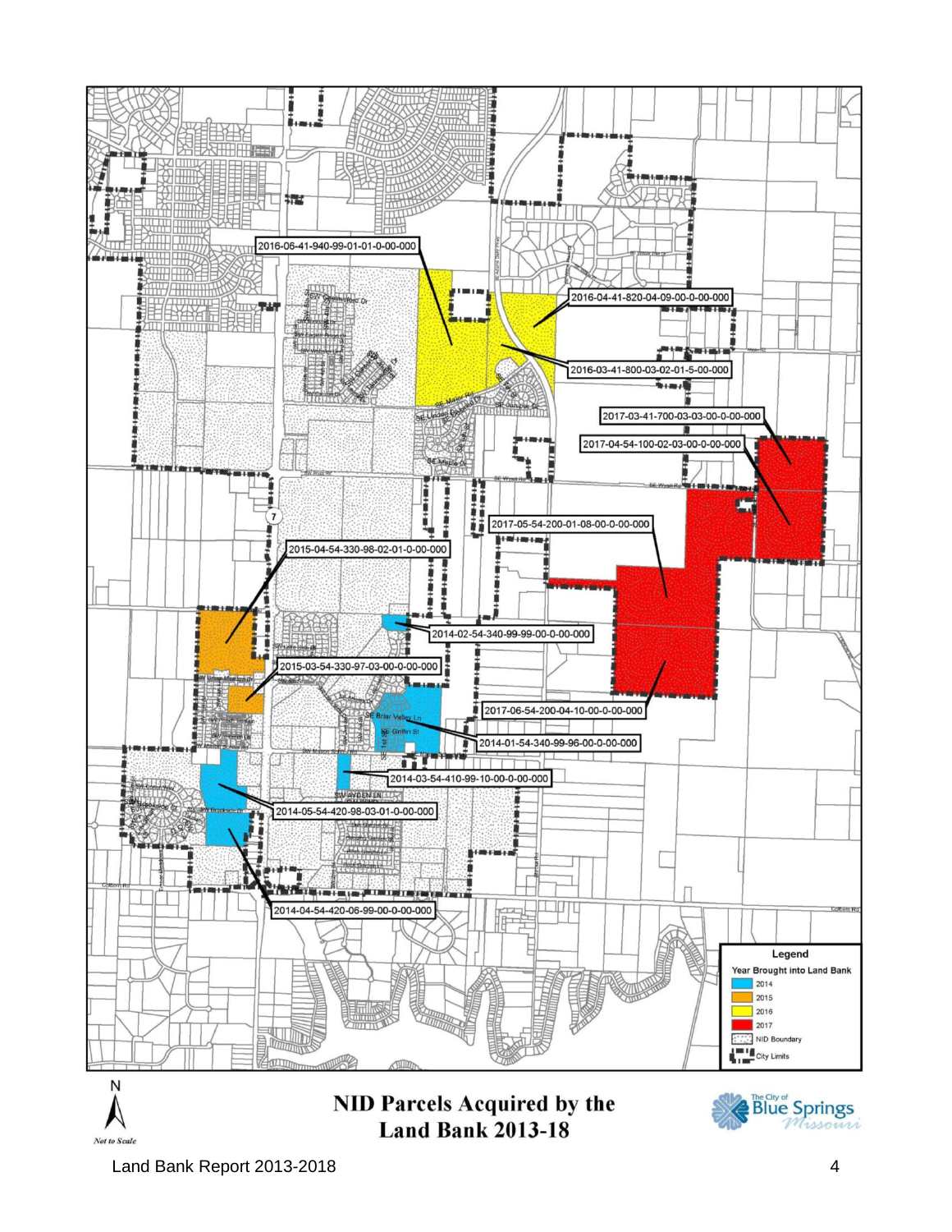2016-06-41-940-99-01-01-0-00-000

2016-04-41-820-04-09-00-0-00-000

2016-03-41-800-03-02-01-5-00-000

2017-03-41-700-03-03-00-0-00-000

2017-04-54-100-02-03-00-0-00-000

2017-05-54-200-01-08-00-0-00-000

2015-04-54-330-98-02-01-0-00-000

2014-02-54-340-99-99-00-0-00-000

2015-03-54-330-97-03-00-0-00-000

2017-06-54-200-04-10-00-0-00-000

2014-01-54-340-99-96-00-0-00-000

2014-03-54-410-99-10-00-0-00-000

2014-05-54-420-98-03-01-0-00-000

2014-04-54-420-06-99-00-0-00-000

**Legend**

Year Brought into Land Bank

- 2014
- 2015
- 2016
- 2017
- NID Boundary
- City Limits

N

*Not to Scale*

**NID Parcels Acquired by the Land Bank 2013-18**

The City of Blue Springs Missouri

Land Bank Report 2013-2018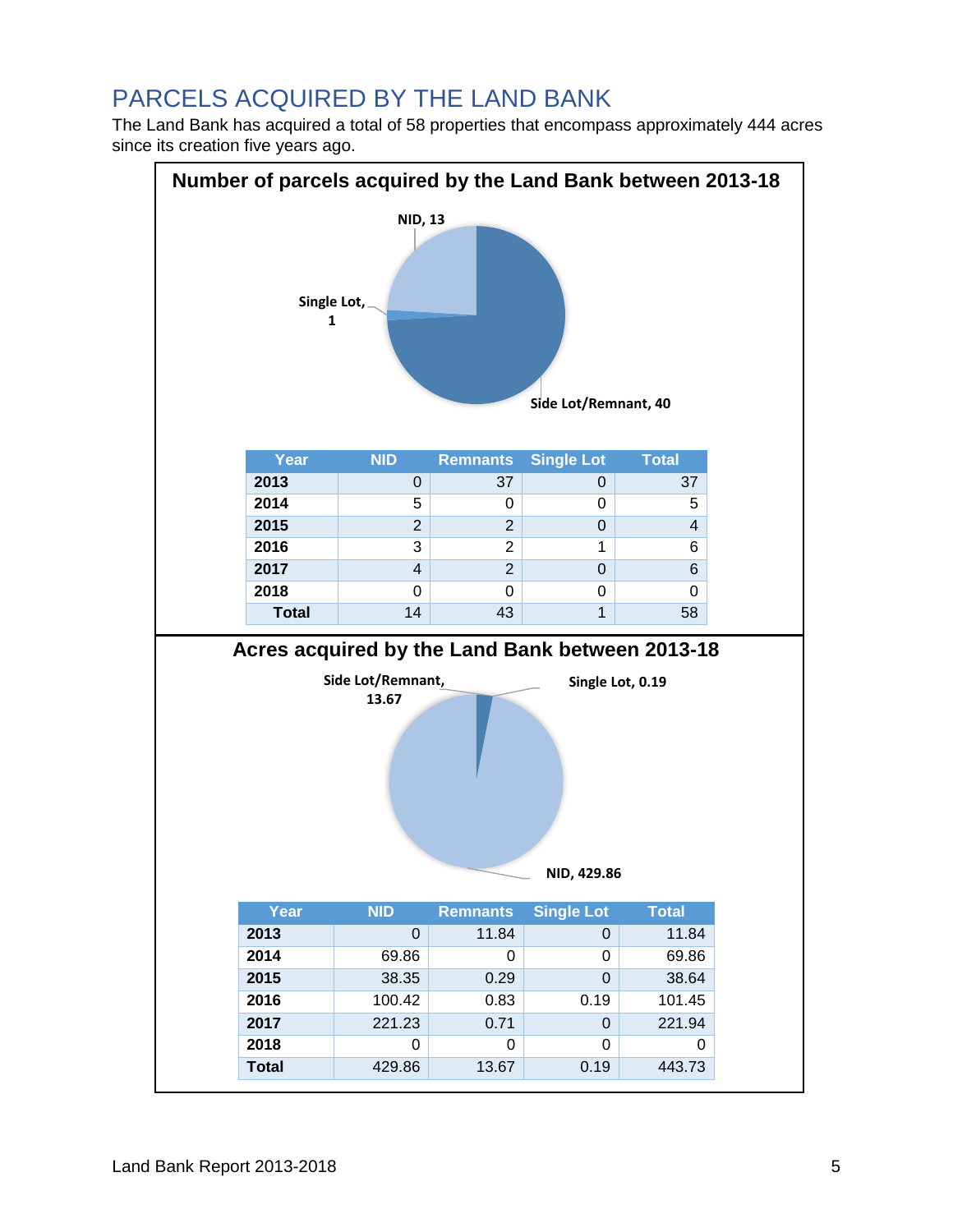## PARCELS ACQUIRED BY THE LAND BANK

The Land Bank has acquired a total of 58 properties that encompass approximately 444 acres since its creation five years ago.

**Number of parcels acquired by the Land Bank between 2013-18**

NID, 13

Single Lot, 1

Side Lot/Remnant, 40

| Year | NID | Remnants | Single Lot | Total |
|---|---|---|---|---|
| 2013 | 0 | 37 | 0 | 37 |
| 2014 | 5 | 0 | 0 | 5 |
| 2015 | 2 | 2 | 0 | 4 |
| 2016 | 3 | 2 | 1 | 6 |
| 2017 | 4 | 2 | 0 | 6 |
| 2018 | 0 | 0 | 0 | 0 |
| Total | 14 | 43 | 1 | 58 |

**Acres acquired by the Land Bank between 2013-18**

Side Lot/Remnant, 13.67

Single Lot, 0.19

NID, 429.86

| Year | NID | Remnants | Single Lot | Total |
|---|---|---|---|---|
| 2013 | 0 | 11.84 | 0 | 11.84 |
| 2014 | 69.86 | 0 | 0 | 69.86 |
| 2015 | 38.35 | 0.29 | 0 | 38.64 |
| 2016 | 100.42 | 0.83 | 0.19 | 101.45 |
| 2017 | 221.23 | 0.71 | 0 | 221.94 |
| 2018 | 0 | 0 | 0 | 0 |
| Total | 429.86 | 13.67 | 0.19 | 443.73 |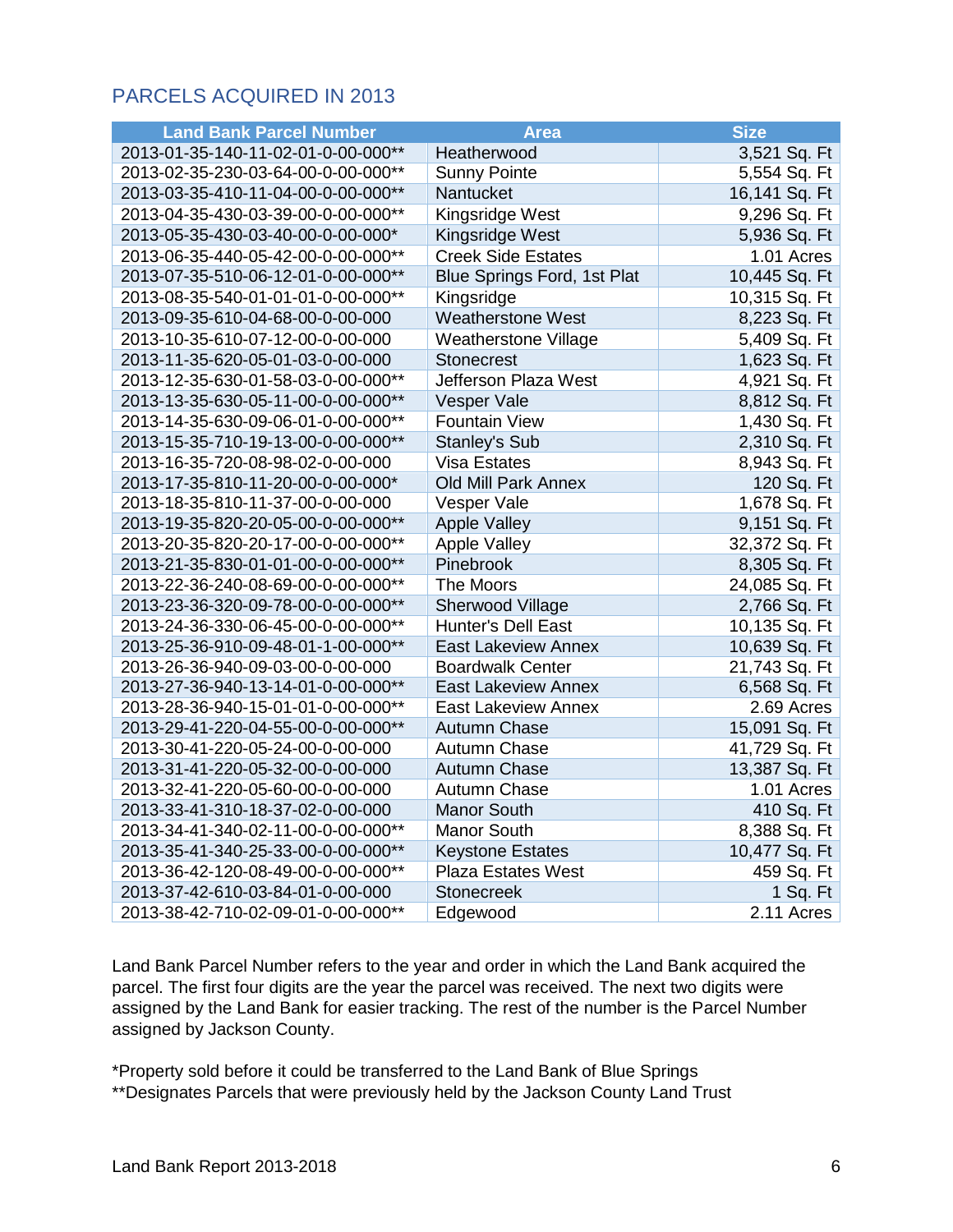## PARCELS ACQUIRED IN 2013

| Land Bank Parcel Number | Area | Size |
|---|---|---|
| 2013-01-35-140-11-02-01-0-00-000** | Heatherwood | 3,521 Sq. Ft |
| 2013-02-35-230-03-64-00-0-00-000** | Sunny Pointe | 5,554 Sq. Ft |
| 2013-03-35-410-11-04-00-0-00-000** | Nantucket | 16,141 Sq. Ft |
| 2013-04-35-430-03-39-00-0-00-000** | Kingsridge West | 9,296 Sq. Ft |
| 2013-05-35-430-03-40-00-0-00-000* | Kingsridge West | 5,936 Sq. Ft |
| 2013-06-35-440-05-42-00-0-00-000** | Creek Side Estates | 1.01 Acres |
| 2013-07-35-510-06-12-01-0-00-000** | Blue Springs Ford, 1st Plat | 10,445 Sq. Ft |
| 2013-08-35-540-01-01-01-0-00-000** | Kingsridge | 10,315 Sq. Ft |
| 2013-09-35-610-04-68-00-0-00-000 | Weatherstone West | 8,223 Sq. Ft |
| 2013-10-35-610-07-12-00-0-00-000 | Weatherstone Village | 5,409 Sq. Ft |
| 2013-11-35-620-05-01-03-0-00-000 | Stonecrest | 1,623 Sq. Ft |
| 2013-12-35-630-01-58-03-0-00-000** | Jefferson Plaza West | 4,921 Sq. Ft |
| 2013-13-35-630-05-11-00-0-00-000** | Vesper Vale | 8,812 Sq. Ft |
| 2013-14-35-630-09-06-01-0-00-000** | Fountain View | 1,430 Sq. Ft |
| 2013-15-35-710-19-13-00-0-00-000** | Stanley's Sub | 2,310 Sq. Ft |
| 2013-16-35-720-08-98-02-0-00-000 | Visa Estates | 8,943 Sq. Ft |
| 2013-17-35-810-11-20-00-0-00-000* | Old Mill Park Annex | 120 Sq. Ft |
| 2013-18-35-810-11-37-00-0-00-000 | Vesper Vale | 1,678 Sq. Ft |
| 2013-19-35-820-20-05-00-0-00-000** | Apple Valley | 9,151 Sq. Ft |
| 2013-20-35-820-20-17-00-0-00-000** | Apple Valley | 32,372 Sq. Ft |
| 2013-21-35-830-01-01-00-0-00-000** | Pinebrook | 8,305 Sq. Ft |
| 2013-22-36-240-08-69-00-0-00-000** | The Moors | 24,085 Sq. Ft |
| 2013-23-36-320-09-78-00-0-00-000** | Sherwood Village | 2,766 Sq. Ft |
| 2013-24-36-330-06-45-00-0-00-000** | Hunter's Dell East | 10,135 Sq. Ft |
| 2013-25-36-910-09-48-01-1-00-000** | East Lakeview Annex | 10,639 Sq. Ft |
| 2013-26-36-940-09-03-00-0-00-000 | Boardwalk Center | 21,743 Sq. Ft |
| 2013-27-36-940-13-14-01-0-00-000** | East Lakeview Annex | 6,568 Sq. Ft |
| 2013-28-36-940-15-01-01-0-00-000** | East Lakeview Annex | 2.69 Acres |
| 2013-29-41-220-04-55-00-0-00-000** | Autumn Chase | 15,091 Sq. Ft |
| 2013-30-41-220-05-24-00-0-00-000 | Autumn Chase | 41,729 Sq. Ft |
| 2013-31-41-220-05-32-00-0-00-000 | Autumn Chase | 13,387 Sq. Ft |
| 2013-32-41-220-05-60-00-0-00-000 | Autumn Chase | 1.01 Acres |
| 2013-33-41-310-18-37-02-0-00-000 | Manor South | 410 Sq. Ft |
| 2013-34-41-340-02-11-00-0-00-000** | Manor South | 8,388 Sq. Ft |
| 2013-35-41-340-25-33-00-0-00-000** | Keystone Estates | 10,477 Sq. Ft |
| 2013-36-42-120-08-49-00-0-00-000** | Plaza Estates West | 459 Sq. Ft |
| 2013-37-42-610-03-84-01-0-00-000 | Stonecreek | 1 Sq. Ft |
| 2013-38-42-710-02-09-01-0-00-000** | Edgewood | 2.11 Acres |

Land Bank Parcel Number refers to the year and order in which the Land Bank acquired the parcel. The first four digits are the year the parcel was received. The next two digits were assigned by the Land Bank for easier tracking. The rest of the number is the Parcel Number assigned by Jackson County.

*Property sold before it could be transferred to the Land Bank of Blue Springs
**Designates Parcels that were previously held by the Jackson County Land Trust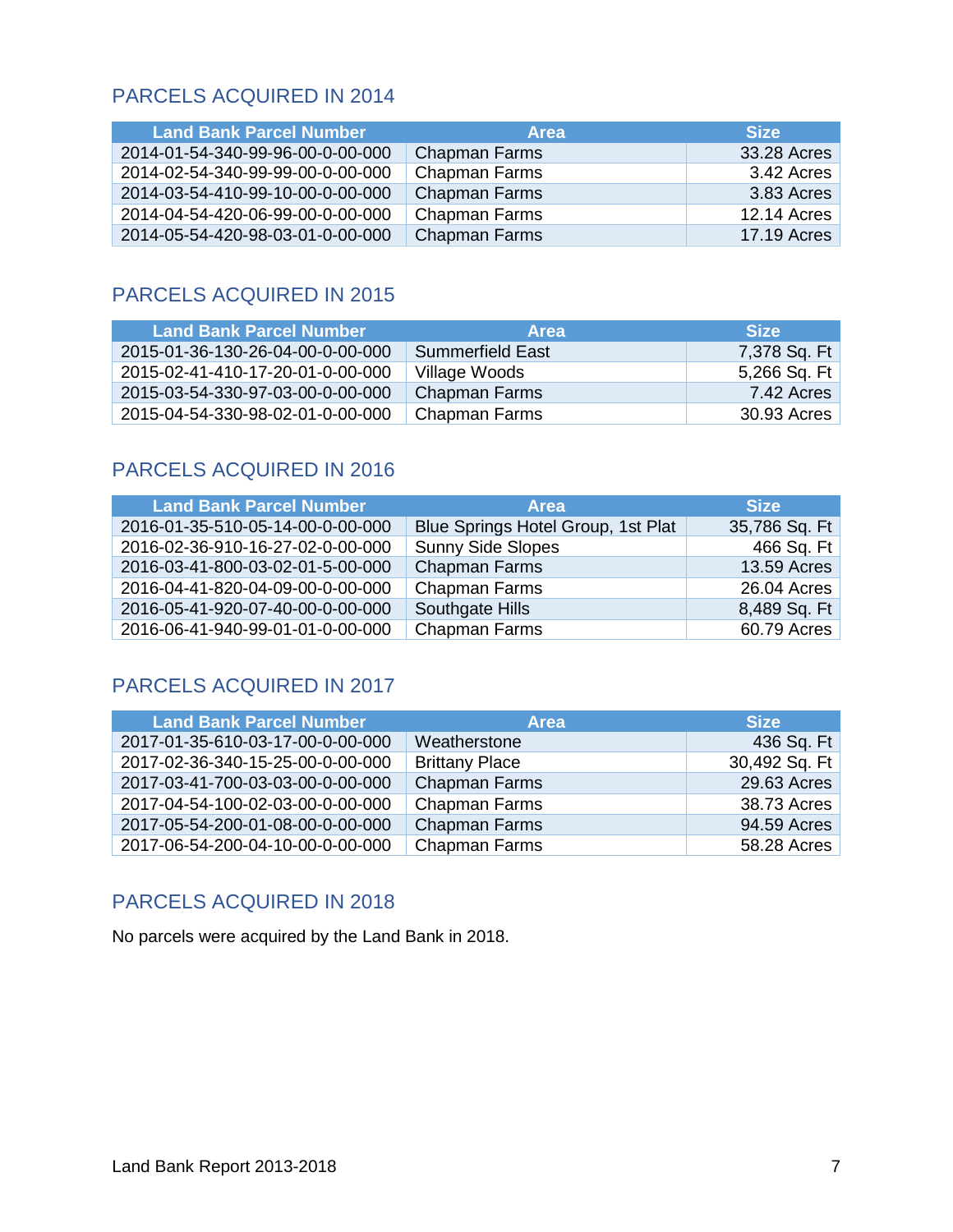## PARCELS ACQUIRED IN 2014

| Land Bank Parcel Number | Area | Size |
|---|---|---|
| 2014-01-54-340-99-96-00-0-00-000 | Chapman Farms | 33.28 Acres |
| 2014-02-54-340-99-99-00-0-00-000 | Chapman Farms | 3.42 Acres |
| 2014-03-54-410-99-10-00-0-00-000 | Chapman Farms | 3.83 Acres |
| 2014-04-54-420-06-99-00-0-00-000 | Chapman Farms | 12.14 Acres |
| 2014-05-54-420-98-03-01-0-00-000 | Chapman Farms | 17.19 Acres |

## PARCELS ACQUIRED IN 2015

| Land Bank Parcel Number | Area | Size |
|---|---|---|
| 2015-01-36-130-26-04-00-0-00-000 | Summerfield East | 7,378 Sq. Ft |
| 2015-02-41-410-17-20-01-0-00-000 | Village Woods | 5,266 Sq. Ft |
| 2015-03-54-330-97-03-00-0-00-000 | Chapman Farms | 7.42 Acres |
| 2015-04-54-330-98-02-01-0-00-000 | Chapman Farms | 30.93 Acres |

## PARCELS ACQUIRED IN 2016

| Land Bank Parcel Number | Area | Size |
|---|---|---|
| 2016-01-35-510-05-14-00-0-00-000 | Blue Springs Hotel Group, 1st Plat | 35,786 Sq. Ft |
| 2016-02-36-910-16-27-02-0-00-000 | Sunny Side Slopes | 466 Sq. Ft |
| 2016-03-41-800-03-02-01-5-00-000 | Chapman Farms | 13.59 Acres |
| 2016-04-41-820-04-09-00-0-00-000 | Chapman Farms | 26.04 Acres |
| 2016-05-41-920-07-40-00-0-00-000 | Southgate Hills | 8,489 Sq. Ft |
| 2016-06-41-940-99-01-01-0-00-000 | Chapman Farms | 60.79 Acres |

## PARCELS ACQUIRED IN 2017

| Land Bank Parcel Number | Area | Size |
|---|---|---|
| 2017-01-35-610-03-17-00-0-00-000 | Weatherstone | 436 Sq. Ft |
| 2017-02-36-340-15-25-00-0-00-000 | Brittany Place | 30,492 Sq. Ft |
| 2017-03-41-700-03-03-00-0-00-000 | Chapman Farms | 29.63 Acres |
| 2017-04-54-100-02-03-00-0-00-000 | Chapman Farms | 38.73 Acres |
| 2017-05-54-200-01-08-00-0-00-000 | Chapman Farms | 94.59 Acres |
| 2017-06-54-200-04-10-00-0-00-000 | Chapman Farms | 58.28 Acres |

## PARCELS ACQUIRED IN 2018

No parcels were acquired by the Land Bank in 2018.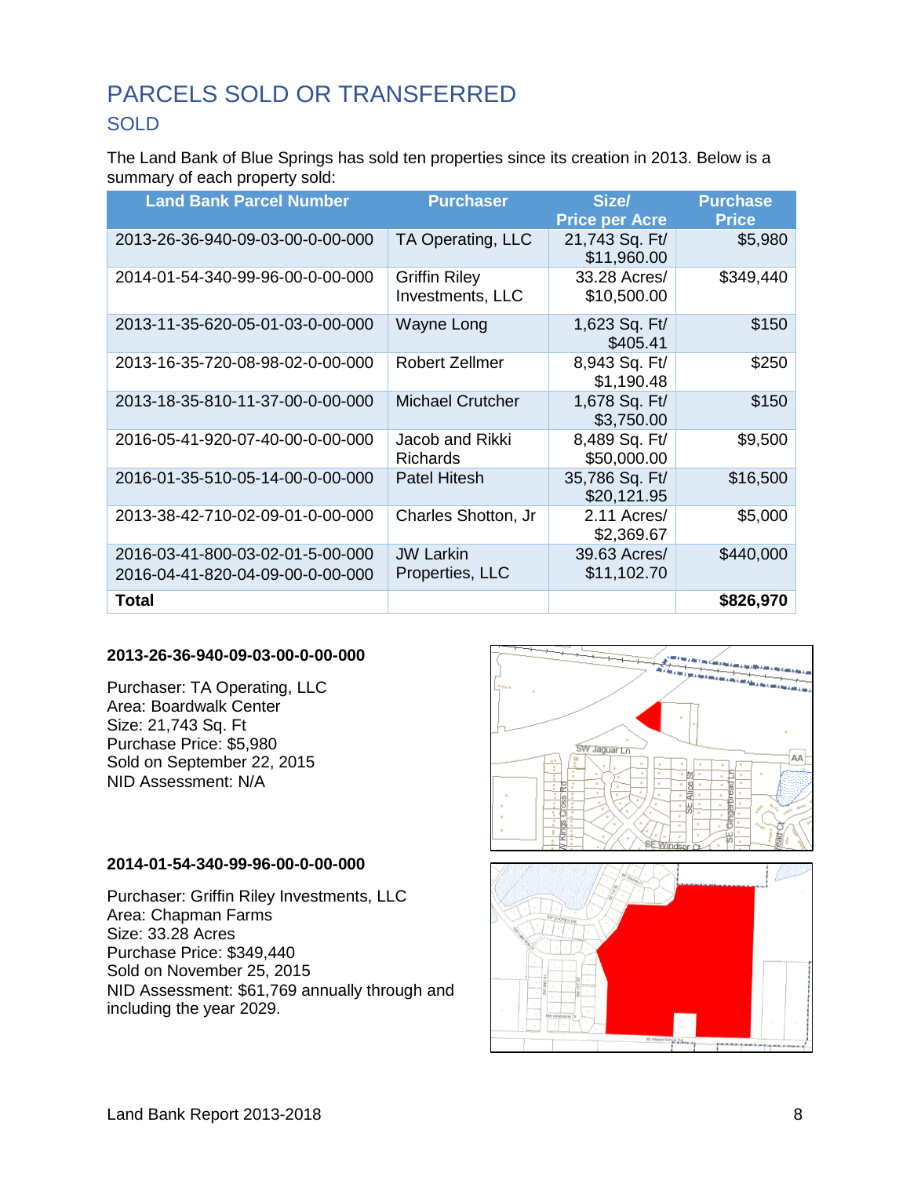#### PARCELS SOLD OR TRANSFERRED

## SOLD

The Land Bank of Blue Springs has sold ten properties since its creation in 2013. Below is a summary of each property sold:

| Land Bank Parcel Number | Purchaser | Size/ Price per Acre | Purchase Price |
|---|---|---|---|
| 2013-26-36-940-09-03-00-0-00-000 | TA Operating, LLC | 21,743 Sq. Ft/ $11,960.00 | $5,980 |
| 2014-01-54-340-99-96-00-0-00-000 | Griffin Riley Investments, LLC | 33.28 Acres/ $10,500.00 | $349,440 |
| 2013-11-35-620-05-01-03-0-00-000 | Wayne Long | 1,623 Sq. Ft/ $405.41 | $150 |
| 2013-16-35-720-08-98-02-0-00-000 | Robert Zellmer | 8,943 Sq. Ft/ $1,190.48 | $250 |
| 2013-18-35-810-11-37-00-0-00-000 | Michael Crutcher | 1,678 Sq. Ft/ $3,750.00 | $150 |
| 2016-05-41-920-07-40-00-0-00-000 | Jacob and Rikki Richards | 8,489 Sq. Ft/ $50,000.00 | $9,500 |
| 2016-01-35-510-05-14-00-0-00-000 | Patel Hitesh | 35,786 Sq. Ft/ $20,121.95 | $16,500 |
| 2013-38-42-710-02-09-01-0-00-000 | Charles Shotton, Jr | 2.11 Acres/ $2,369.67 | $5,000 |
| 2016-03-41-800-03-02-01-5-00-000<br>2016-04-41-820-04-09-00-0-00-000 | JW Larkin Properties, LLC | 39.63 Acres/ $11,102.70 | $440,000 |
| **Total** | | | **$826,970** |

**2013-26-36-940-09-03-00-0-00-000**

Purchaser: TA Operating, LLC
Area: Boardwalk Center
Size: 21,743 Sq. Ft
Purchase Price: $5,980
Sold on September 22, 2015
NID Assessment: N/A

**2014-01-54-340-99-96-00-0-00-000**

Purchaser: Griffin Riley Investments, LLC
Area: Chapman Farms
Size: 33.28 Acres
Purchase Price: $349,440
Sold on November 25, 2015
NID Assessment: $61,769 annually through and including the year 2029.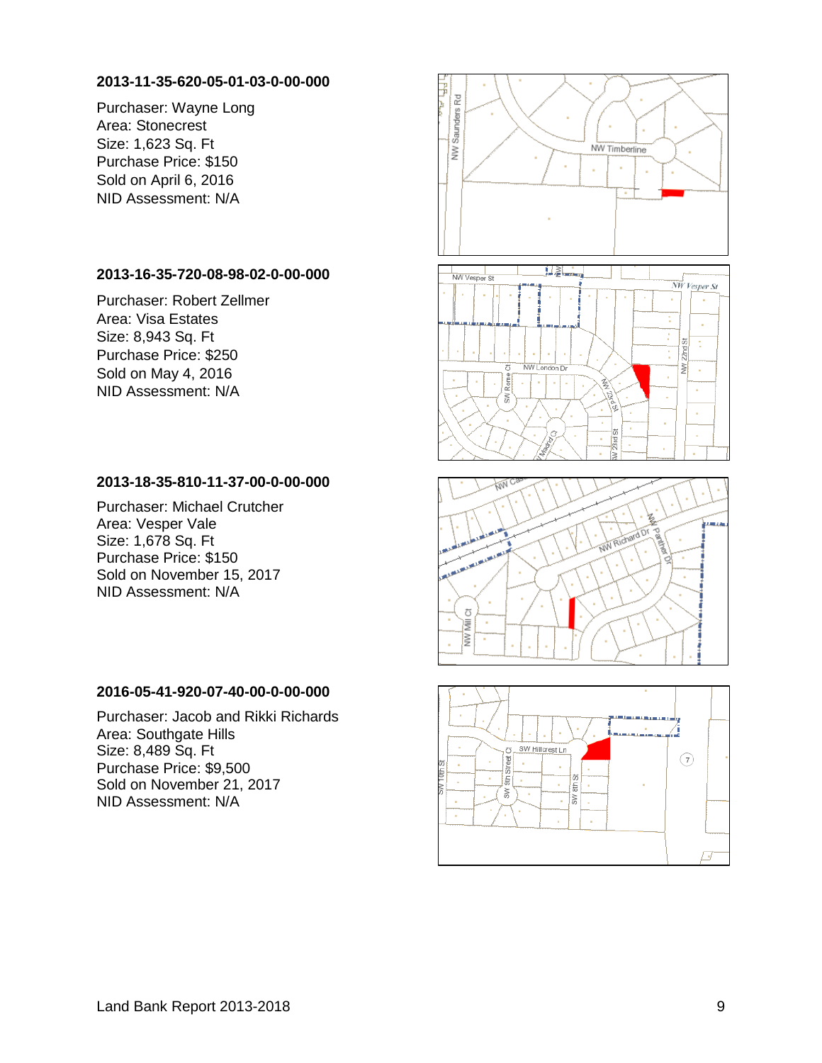**2013-11-35-620-05-01-03-0-00-000**

Purchaser: Wayne Long
Area: Stonecrest
Size: 1,623 Sq. Ft
Purchase Price: $150
Sold on April 6, 2016
NID Assessment: N/A

**2013-16-35-720-08-98-02-0-00-000**

Purchaser: Robert Zellmer
Area: Visa Estates
Size: 8,943 Sq. Ft
Purchase Price: $250
Sold on May 4, 2016
NID Assessment: N/A

**2013-18-35-810-11-37-00-0-00-000**

Purchaser: Michael Crutcher
Area: Vesper Vale
Size: 1,678 Sq. Ft
Purchase Price: $150
Sold on November 15, 2017
NID Assessment: N/A

**2016-05-41-920-07-40-00-0-00-000**

Purchaser: Jacob and Rikki Richards
Area: Southgate Hills
Size: 8,489 Sq. Ft
Purchase Price: $9,500
Sold on November 21, 2017
NID Assessment: N/A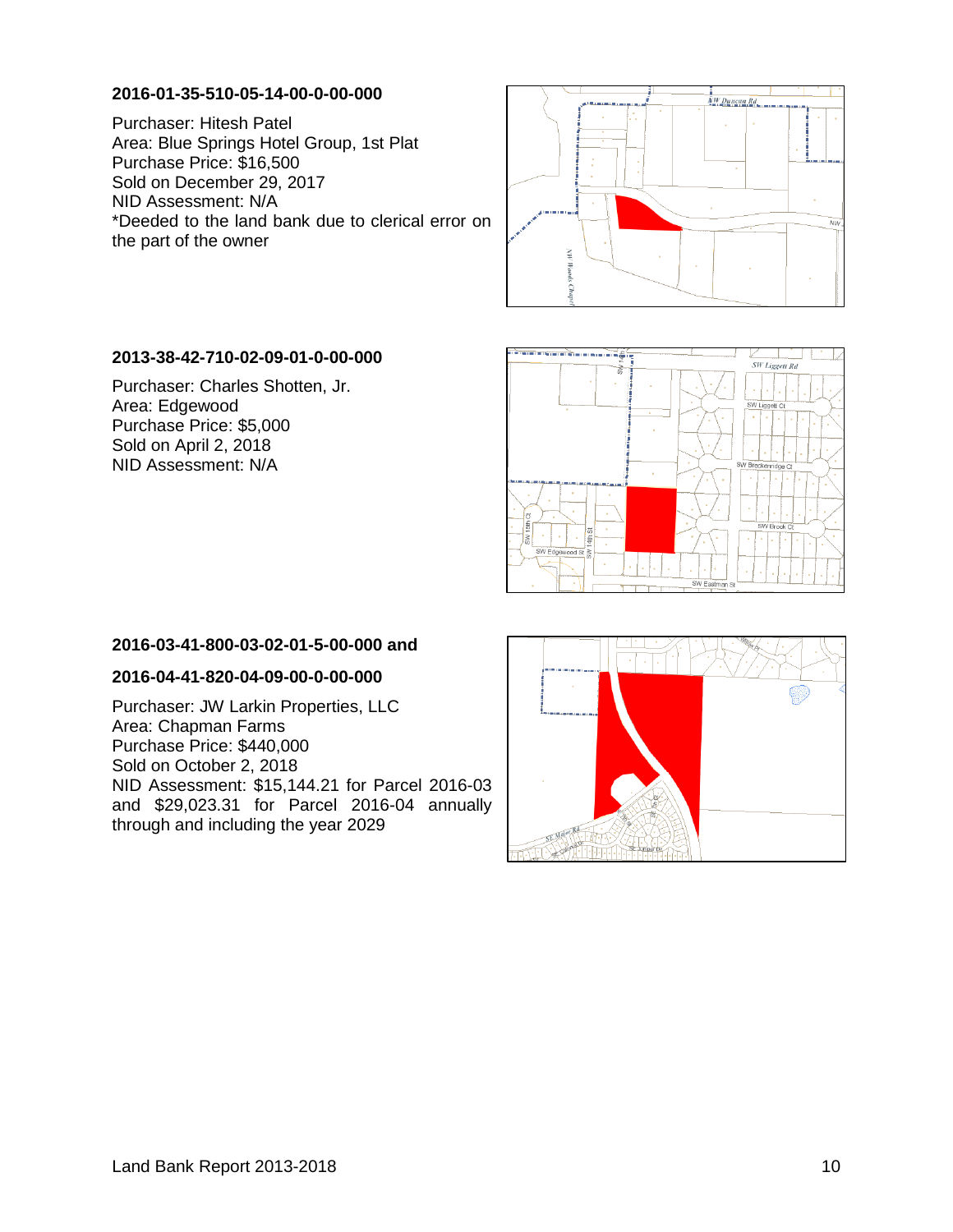**2016-01-35-510-05-14-00-0-00-000**

Purchaser: Hitesh Patel
Area: Blue Springs Hotel Group, 1st Plat
Purchase Price: $16,500
Sold on December 29, 2017
NID Assessment: N/A
*Deeded to the land bank due to clerical error on the part of the owner

**2013-38-42-710-02-09-01-0-00-000**

Purchaser: Charles Shotten, Jr.
Area: Edgewood
Purchase Price: $5,000
Sold on April 2, 2018
NID Assessment: N/A

**2016-03-41-800-03-02-01-5-00-000 and**

**2016-04-41-820-04-09-00-0-00-000**

Purchaser: JW Larkin Properties, LLC
Area: Chapman Farms
Purchase Price: $440,000
Sold on October 2, 2018
NID Assessment: $15,144.21 for Parcel 2016-03 and $29,023.31 for Parcel 2016-04 annually through and including the year 2029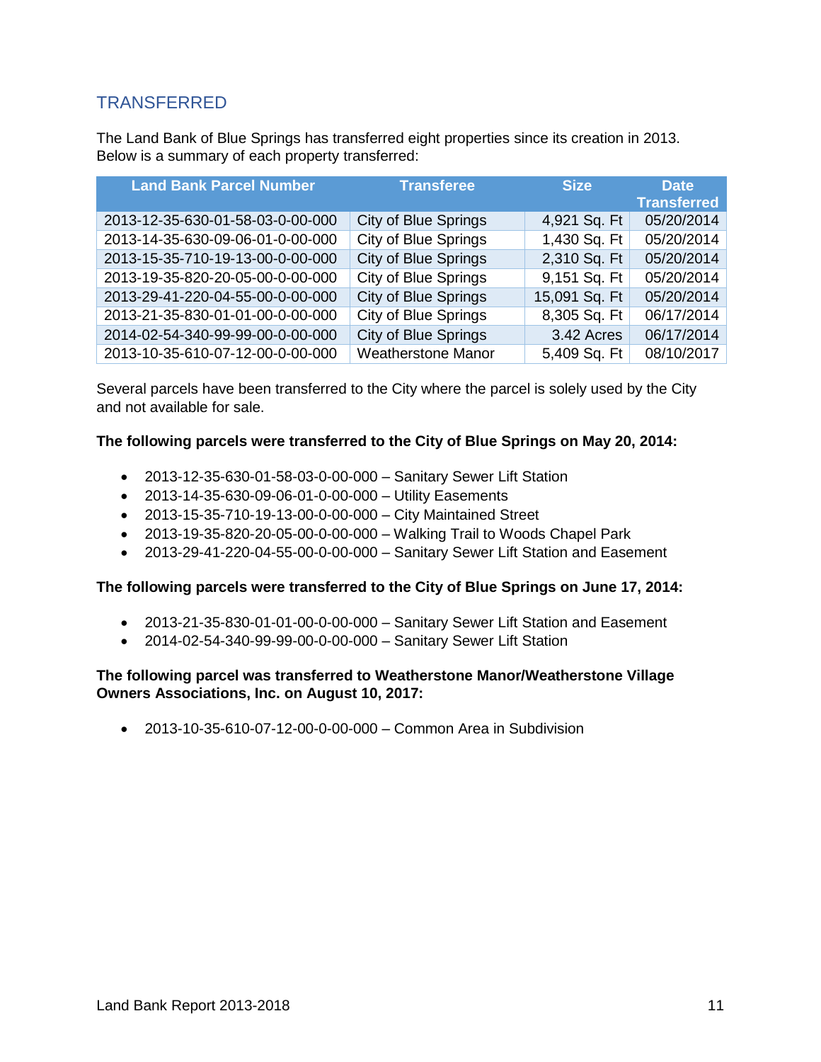## TRANSFERRED

The Land Bank of Blue Springs has transferred eight properties since its creation in 2013. Below is a summary of each property transferred:

| Land Bank Parcel Number | Transferee | Size | Date Transferred |
|---|---|---|---|
| 2013-12-35-630-01-58-03-0-00-000 | City of Blue Springs | 4,921 Sq. Ft | 05/20/2014 |
| 2013-14-35-630-09-06-01-0-00-000 | City of Blue Springs | 1,430 Sq. Ft | 05/20/2014 |
| 2013-15-35-710-19-13-00-0-00-000 | City of Blue Springs | 2,310 Sq. Ft | 05/20/2014 |
| 2013-19-35-820-20-05-00-0-00-000 | City of Blue Springs | 9,151 Sq. Ft | 05/20/2014 |
| 2013-29-41-220-04-55-00-0-00-000 | City of Blue Springs | 15,091 Sq. Ft | 05/20/2014 |
| 2013-21-35-830-01-01-00-0-00-000 | City of Blue Springs | 8,305 Sq. Ft | 06/17/2014 |
| 2014-02-54-340-99-99-00-0-00-000 | City of Blue Springs | 3.42 Acres | 06/17/2014 |
| 2013-10-35-610-07-12-00-0-00-000 | Weatherstone Manor | 5,409 Sq. Ft | 08/10/2017 |

Several parcels have been transferred to the City where the parcel is solely used by the City and not available for sale.

**The following parcels were transferred to the City of Blue Springs on May 20, 2014:**

- 2013-12-35-630-01-58-03-0-00-000 – Sanitary Sewer Lift Station
- 2013-14-35-630-09-06-01-0-00-000 – Utility Easements
- 2013-15-35-710-19-13-00-0-00-000 – City Maintained Street
- 2013-19-35-820-20-05-00-0-00-000 – Walking Trail to Woods Chapel Park
- 2013-29-41-220-04-55-00-0-00-000 – Sanitary Sewer Lift Station and Easement

**The following parcels were transferred to the City of Blue Springs on June 17, 2014:**

- 2013-21-35-830-01-01-00-0-00-000 – Sanitary Sewer Lift Station and Easement
- 2014-02-54-340-99-99-00-0-00-000 – Sanitary Sewer Lift Station

**The following parcel was transferred to Weatherstone Manor/Weatherstone Village Owners Associations, Inc. on August 10, 2017:**

- 2013-10-35-610-07-12-00-0-00-000 – Common Area in Subdivision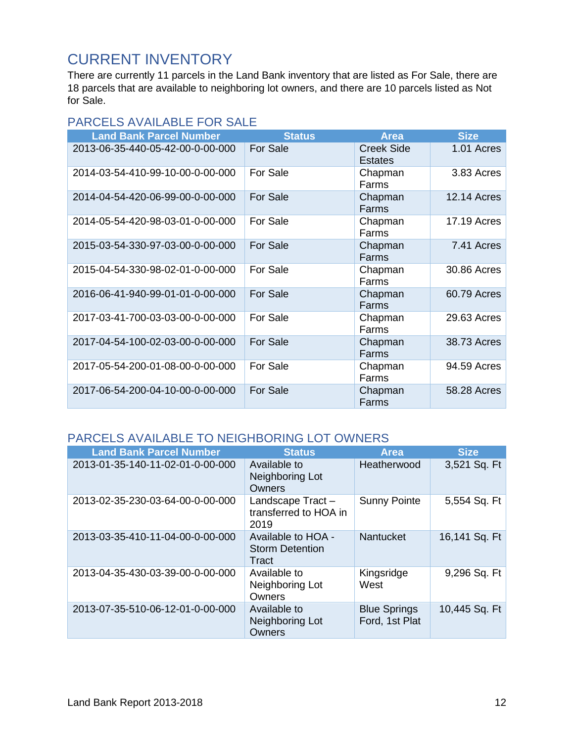# CURRENT INVENTORY

There are currently 11 parcels in the Land Bank inventory that are listed as For Sale, there are 18 parcels that are available to neighboring lot owners, and there are 10 parcels listed as Not for Sale.

## PARCELS AVAILABLE FOR SALE

| Land Bank Parcel Number | Status | Area | Size |
|---|---|---|---|
| 2013-06-35-440-05-42-00-0-00-000 | For Sale | Creek Side Estates | 1.01 Acres |
| 2014-03-54-410-99-10-00-0-00-000 | For Sale | Chapman Farms | 3.83 Acres |
| 2014-04-54-420-06-99-00-0-00-000 | For Sale | Chapman Farms | 12.14 Acres |
| 2014-05-54-420-98-03-01-0-00-000 | For Sale | Chapman Farms | 17.19 Acres |
| 2015-03-54-330-97-03-00-0-00-000 | For Sale | Chapman Farms | 7.41 Acres |
| 2015-04-54-330-98-02-01-0-00-000 | For Sale | Chapman Farms | 30.86 Acres |
| 2016-06-41-940-99-01-01-0-00-000 | For Sale | Chapman Farms | 60.79 Acres |
| 2017-03-41-700-03-03-00-0-00-000 | For Sale | Chapman Farms | 29.63 Acres |
| 2017-04-54-100-02-03-00-0-00-000 | For Sale | Chapman Farms | 38.73 Acres |
| 2017-05-54-200-01-08-00-0-00-000 | For Sale | Chapman Farms | 94.59 Acres |
| 2017-06-54-200-04-10-00-0-00-000 | For Sale | Chapman Farms | 58.28 Acres |

## PARCELS AVAILABLE TO NEIGHBORING LOT OWNERS

| Land Bank Parcel Number | Status | Area | Size |
|---|---|---|---|
| 2013-01-35-140-11-02-01-0-00-000 | Available to Neighboring Lot Owners | Heatherwood | 3,521 Sq. Ft |
| 2013-02-35-230-03-64-00-0-00-000 | Landscape Tract – transferred to HOA in 2019 | Sunny Pointe | 5,554 Sq. Ft |
| 2013-03-35-410-11-04-00-0-00-000 | Available to HOA - Storm Detention Tract | Nantucket | 16,141 Sq. Ft |
| 2013-04-35-430-03-39-00-0-00-000 | Available to Neighboring Lot Owners | Kingsridge West | 9,296 Sq. Ft |
| 2013-07-35-510-06-12-01-0-00-000 | Available to Neighboring Lot Owners | Blue Springs Ford, 1st Plat | 10,445 Sq. Ft |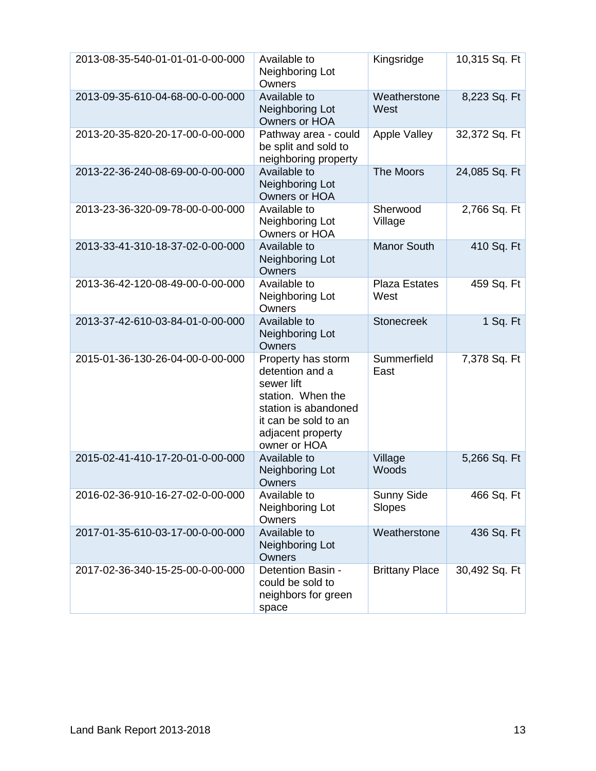| | | | |
|---|---|---|---|
| 2013-08-35-540-01-01-01-0-00-000 | Available to Neighboring Lot Owners | Kingsridge | 10,315 Sq. Ft |
| 2013-09-35-610-04-68-00-0-00-000 | Available to Neighboring Lot Owners or HOA | Weatherstone West | 8,223 Sq. Ft |
| 2013-20-35-820-20-17-00-0-00-000 | Pathway area - could be split and sold to neighboring property | Apple Valley | 32,372 Sq. Ft |
| 2013-22-36-240-08-69-00-0-00-000 | Available to Neighboring Lot Owners or HOA | The Moors | 24,085 Sq. Ft |
| 2013-23-36-320-09-78-00-0-00-000 | Available to Neighboring Lot Owners or HOA | Sherwood Village | 2,766 Sq. Ft |
| 2013-33-41-310-18-37-02-0-00-000 | Available to Neighboring Lot Owners | Manor South | 410 Sq. Ft |
| 2013-36-42-120-08-49-00-0-00-000 | Available to Neighboring Lot Owners | Plaza Estates West | 459 Sq. Ft |
| 2013-37-42-610-03-84-01-0-00-000 | Available to Neighboring Lot Owners | Stonecreek | 1 Sq. Ft |
| 2015-01-36-130-26-04-00-0-00-000 | Property has storm detention and a sewer lift station. When the station is abandoned it can be sold to an adjacent property owner or HOA | Summerfield East | 7,378 Sq. Ft |
| 2015-02-41-410-17-20-01-0-00-000 | Available to Neighboring Lot Owners | Village Woods | 5,266 Sq. Ft |
| 2016-02-36-910-16-27-02-0-00-000 | Available to Neighboring Lot Owners | Sunny Side Slopes | 466 Sq. Ft |
| 2017-01-35-610-03-17-00-0-00-000 | Available to Neighboring Lot Owners | Weatherstone | 436 Sq. Ft |
| 2017-02-36-340-15-25-00-0-00-000 | Detention Basin - could be sold to neighbors for green space | Brittany Place | 30,492 Sq. Ft |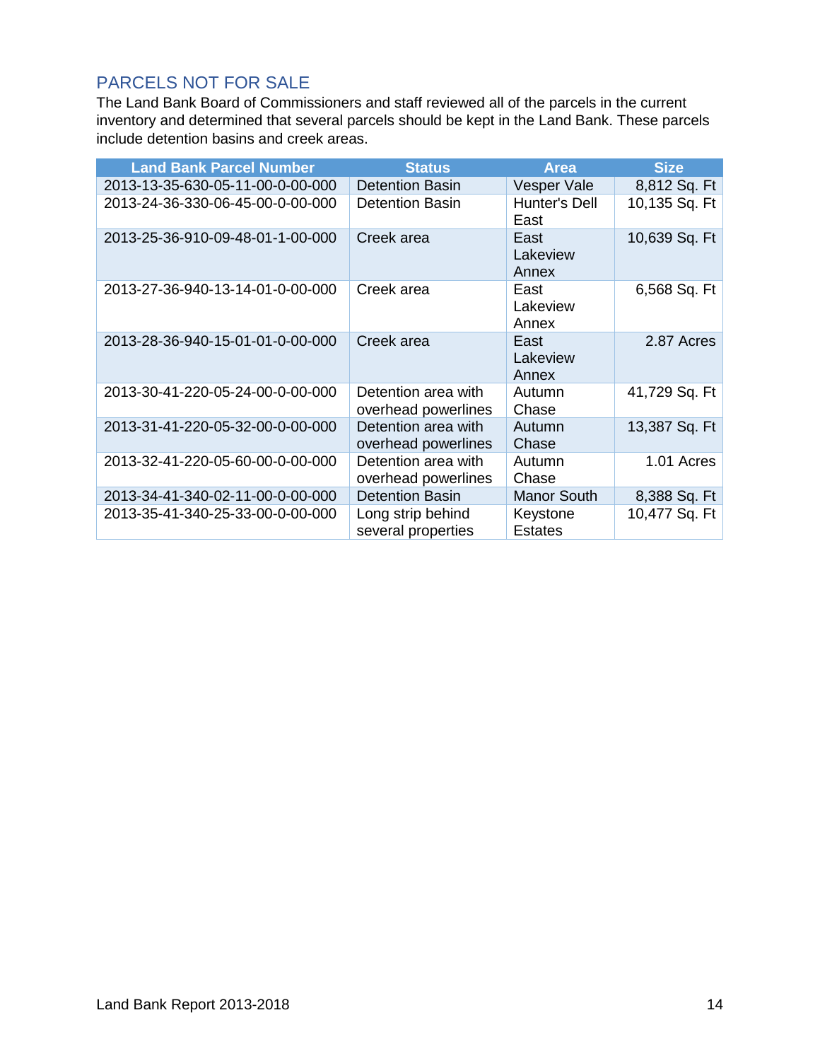## PARCELS NOT FOR SALE

The Land Bank Board of Commissioners and staff reviewed all of the parcels in the current inventory and determined that several parcels should be kept in the Land Bank. These parcels include detention basins and creek areas.

| Land Bank Parcel Number | Status | Area | Size |
|---|---|---|---|
| 2013-13-35-630-05-11-00-0-00-000 | Detention Basin | Vesper Vale | 8,812 Sq. Ft |
| 2013-24-36-330-06-45-00-0-00-000 | Detention Basin | Hunter's Dell East | 10,135 Sq. Ft |
| 2013-25-36-910-09-48-01-1-00-000 | Creek area | East Lakeview Annex | 10,639 Sq. Ft |
| 2013-27-36-940-13-14-01-0-00-000 | Creek area | East Lakeview Annex | 6,568 Sq. Ft |
| 2013-28-36-940-15-01-01-0-00-000 | Creek area | East Lakeview Annex | 2.87 Acres |
| 2013-30-41-220-05-24-00-0-00-000 | Detention area with overhead powerlines | Autumn Chase | 41,729 Sq. Ft |
| 2013-31-41-220-05-32-00-0-00-000 | Detention area with overhead powerlines | Autumn Chase | 13,387 Sq. Ft |
| 2013-32-41-220-05-60-00-0-00-000 | Detention area with overhead powerlines | Autumn Chase | 1.01 Acres |
| 2013-34-41-340-02-11-00-0-00-000 | Detention Basin | Manor South | 8,388 Sq. Ft |
| 2013-35-41-340-25-33-00-0-00-000 | Long strip behind several properties | Keystone Estates | 10,477 Sq. Ft |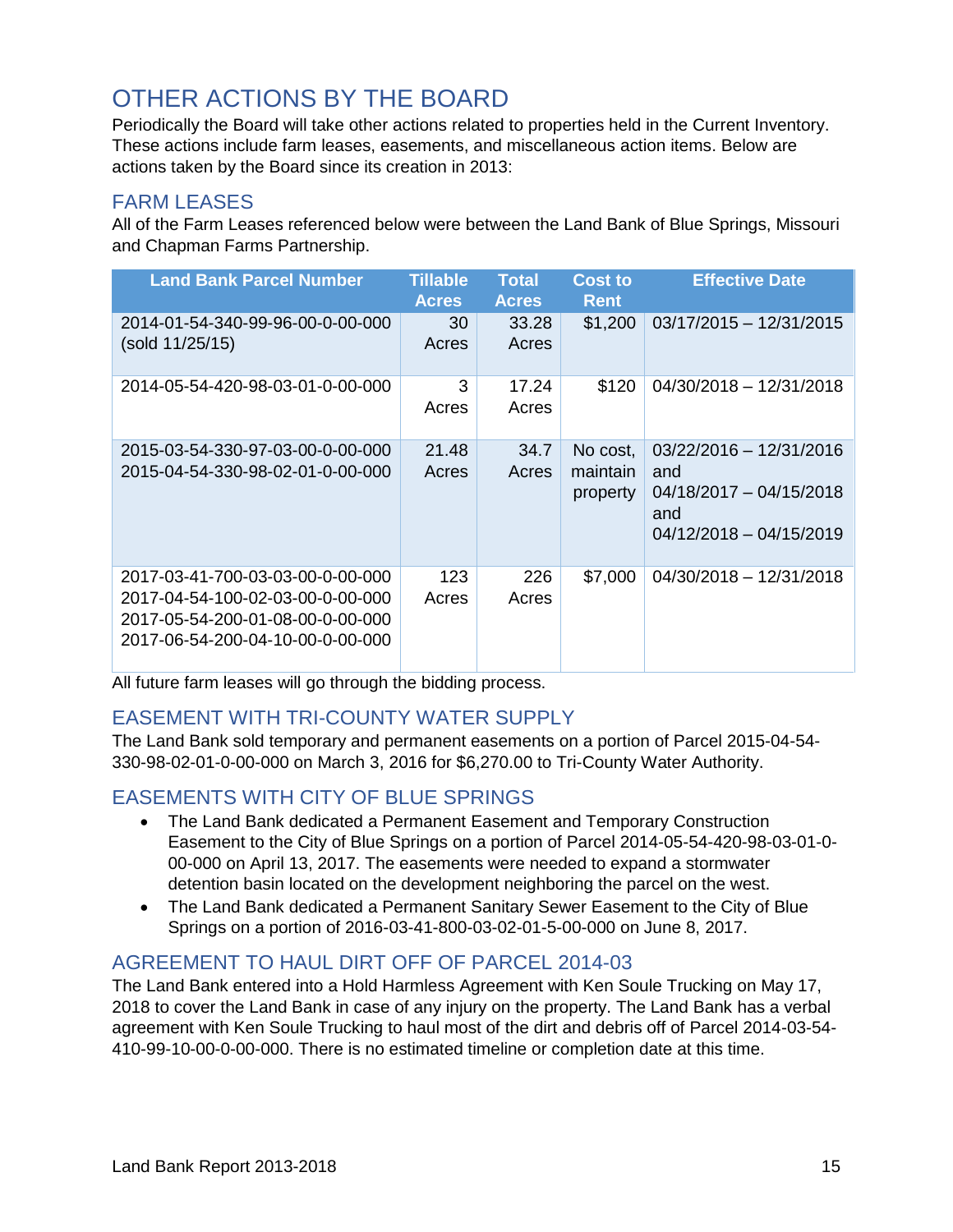# OTHER ACTIONS BY THE BOARD

Periodically the Board will take other actions related to properties held in the Current Inventory. These actions include farm leases, easements, and miscellaneous action items. Below are actions taken by the Board since its creation in 2013:

## FARM LEASES

All of the Farm Leases referenced below were between the Land Bank of Blue Springs, Missouri and Chapman Farms Partnership.

| Land Bank Parcel Number | Tillable Acres | Total Acres | Cost to Rent | Effective Date |
|---|---|---|---|---|
| 2014-01-54-340-99-96-00-0-00-000 (sold 11/25/15) | 30 Acres | 33.28 Acres | $1,200 | 03/17/2015 – 12/31/2015 |
| 2014-05-54-420-98-03-01-0-00-000 | 3 Acres | 17.24 Acres | $120 | 04/30/2018 – 12/31/2018 |
| 2015-03-54-330-97-03-00-0-00-000<br>2015-04-54-330-98-02-01-0-00-000 | 21.48 Acres | 34.7 Acres | No cost, maintain property | 03/22/2016 – 12/31/2016 and 04/18/2017 – 04/15/2018 and 04/12/2018 – 04/15/2019 |
| 2017-03-41-700-03-03-00-0-00-000<br>2017-04-54-100-02-03-00-0-00-000<br>2017-05-54-200-01-08-00-0-00-000<br>2017-06-54-200-04-10-00-0-00-000 | 123 Acres | 226 Acres | $7,000 | 04/30/2018 – 12/31/2018 |

All future farm leases will go through the bidding process.

## EASEMENT WITH TRI-COUNTY WATER SUPPLY

The Land Bank sold temporary and permanent easements on a portion of Parcel 2015-04-54-330-98-02-01-0-00-000 on March 3, 2016 for $6,270.00 to Tri-County Water Authority.

## EASEMENTS WITH CITY OF BLUE SPRINGS

- The Land Bank dedicated a Permanent Easement and Temporary Construction Easement to the City of Blue Springs on a portion of Parcel 2014-05-54-420-98-03-01-0-00-000 on April 13, 2017. The easements were needed to expand a stormwater detention basin located on the development neighboring the parcel on the west.
- The Land Bank dedicated a Permanent Sanitary Sewer Easement to the City of Blue Springs on a portion of 2016-03-41-800-03-02-01-5-00-000 on June 8, 2017.

## AGREEMENT TO HAUL DIRT OFF OF PARCEL 2014-03

The Land Bank entered into a Hold Harmless Agreement with Ken Soule Trucking on May 17, 2018 to cover the Land Bank in case of any injury on the property. The Land Bank has a verbal agreement with Ken Soule Trucking to haul most of the dirt and debris off of Parcel 2014-03-54-410-99-10-00-0-00-000. There is no estimated timeline or completion date at this time.